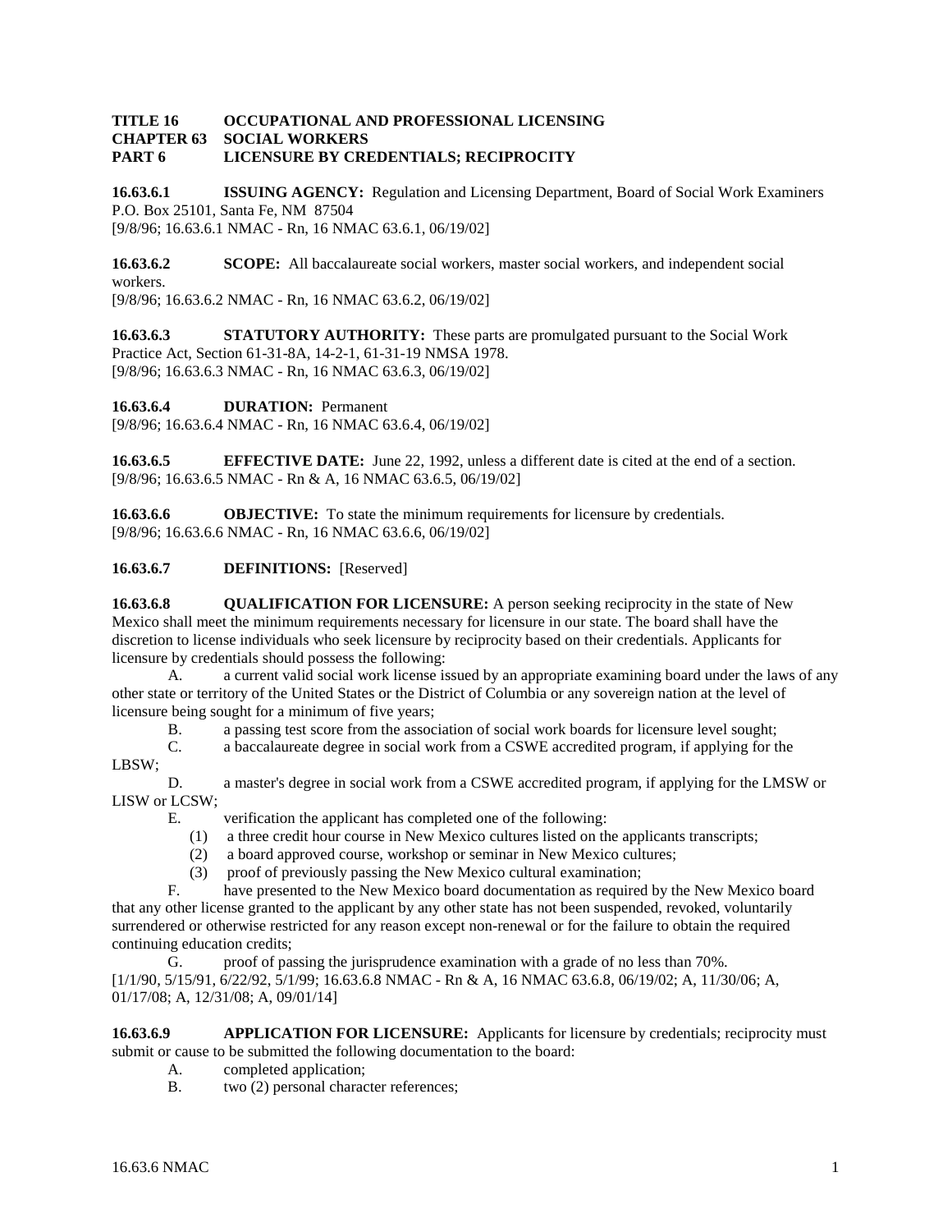**TITLE 16 OCCUPATIONAL AND PROFESSIONAL LICENSING**
**CHAPTER 63 SOCIAL WORKERS**
**PART 6 LICENSURE BY CREDENTIALS; RECIPROCITY**

**16.63.6.1 ISSUING AGENCY:** Regulation and Licensing Department, Board of Social Work Examiners P.O. Box 25101, Santa Fe, NM 87504
[9/8/96; 16.63.6.1 NMAC - Rn, 16 NMAC 63.6.1, 06/19/02]

**16.63.6.2 SCOPE:** All baccalaureate social workers, master social workers, and independent social workers.
[9/8/96; 16.63.6.2 NMAC - Rn, 16 NMAC 63.6.2, 06/19/02]

**16.63.6.3 STATUTORY AUTHORITY:** These parts are promulgated pursuant to the Social Work Practice Act, Section 61-31-8A, 14-2-1, 61-31-19 NMSA 1978.
[9/8/96; 16.63.6.3 NMAC - Rn, 16 NMAC 63.6.3, 06/19/02]

**16.63.6.4 DURATION:** Permanent
[9/8/96; 16.63.6.4 NMAC - Rn, 16 NMAC 63.6.4, 06/19/02]

**16.63.6.5 EFFECTIVE DATE:** June 22, 1992, unless a different date is cited at the end of a section.
[9/8/96; 16.63.6.5 NMAC - Rn & A, 16 NMAC 63.6.5, 06/19/02]

**16.63.6.6 OBJECTIVE:** To state the minimum requirements for licensure by credentials.
[9/8/96; 16.63.6.6 NMAC - Rn, 16 NMAC 63.6.6, 06/19/02]

**16.63.6.7 DEFINITIONS:** [Reserved]

**16.63.6.8 QUALIFICATION FOR LICENSURE:** A person seeking reciprocity in the state of New Mexico shall meet the minimum requirements necessary for licensure in our state. The board shall have the discretion to license individuals who seek licensure by reciprocity based on their credentials. Applicants for licensure by credentials should possess the following:

A. a current valid social work license issued by an appropriate examining board under the laws of any other state or territory of the United States or the District of Columbia or any sovereign nation at the level of licensure being sought for a minimum of five years;

B. a passing test score from the association of social work boards for licensure level sought;

C. a baccalaureate degree in social work from a CSWE accredited program, if applying for the LBSW;

D. a master's degree in social work from a CSWE accredited program, if applying for the LMSW or LISW or LCSW;

E. verification the applicant has completed one of the following:

(1) a three credit hour course in New Mexico cultures listed on the applicants transcripts;

(2) a board approved course, workshop or seminar in New Mexico cultures;

(3) proof of previously passing the New Mexico cultural examination;

F. have presented to the New Mexico board documentation as required by the New Mexico board that any other license granted to the applicant by any other state has not been suspended, revoked, voluntarily surrendered or otherwise restricted for any reason except non-renewal or for the failure to obtain the required continuing education credits;

G. proof of passing the jurisprudence examination with a grade of no less than 70%.

[1/1/90, 5/15/91, 6/22/92, 5/1/99; 16.63.6.8 NMAC - Rn & A, 16 NMAC 63.6.8, 06/19/02; A, 11/30/06; A, 01/17/08; A, 12/31/08; A, 09/01/14]

**16.63.6.9 APPLICATION FOR LICENSURE:** Applicants for licensure by credentials; reciprocity must submit or cause to be submitted the following documentation to the board:

A. completed application;

B. two (2) personal character references;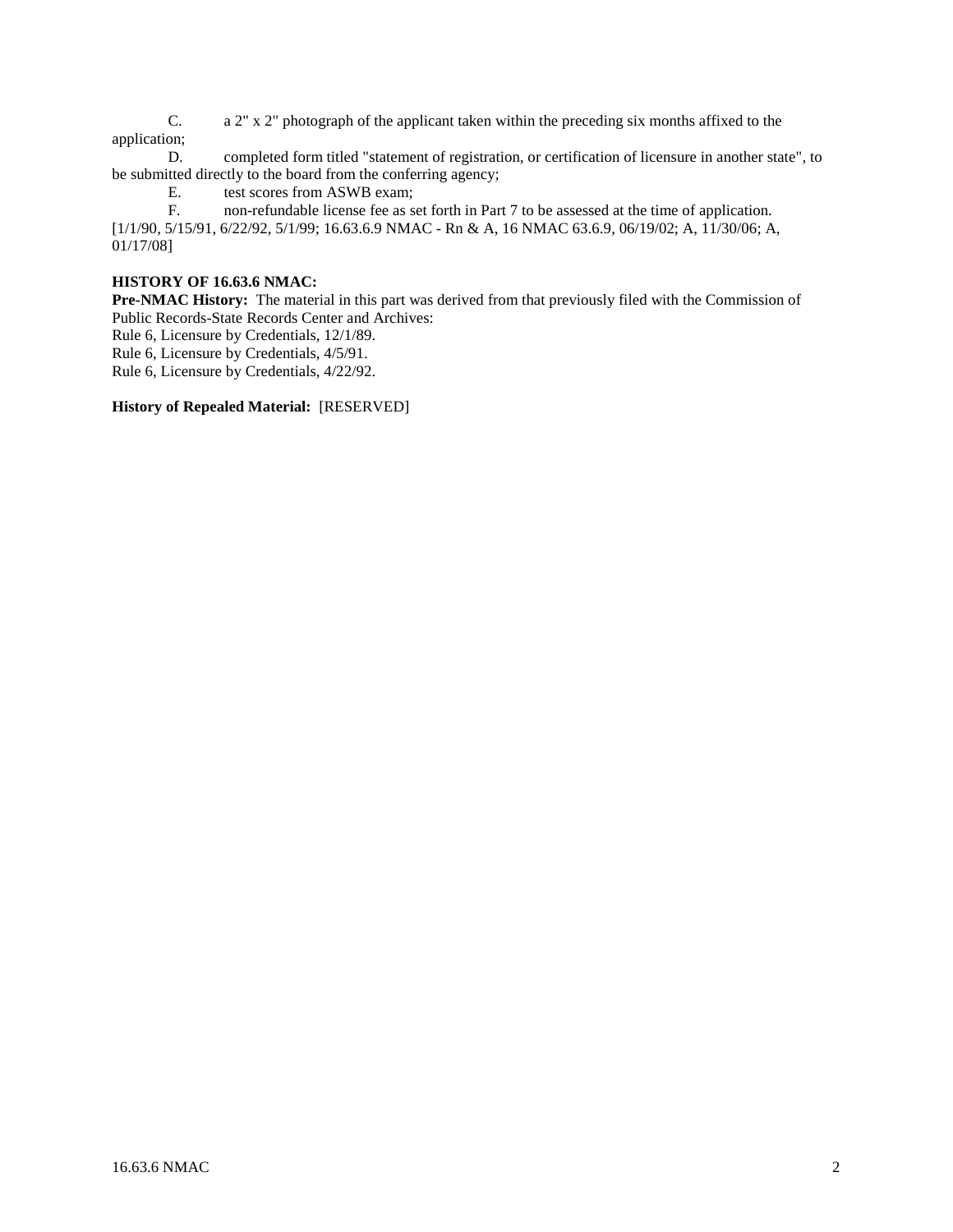C. a 2" x 2" photograph of the applicant taken within the preceding six months affixed to the application;

D. completed form titled "statement of registration, or certification of licensure in another state", to be submitted directly to the board from the conferring agency;

E. test scores from ASWB exam;

F. non-refundable license fee as set forth in Part 7 to be assessed at the time of application.

[1/1/90, 5/15/91, 6/22/92, 5/1/99; 16.63.6.9 NMAC - Rn & A, 16 NMAC 63.6.9, 06/19/02; A, 11/30/06; A, 01/17/08]

**HISTORY OF 16.63.6 NMAC:**

**Pre-NMAC History:** The material in this part was derived from that previously filed with the Commission of Public Records-State Records Center and Archives:

Rule 6, Licensure by Credentials, 12/1/89.

Rule 6, Licensure by Credentials, 4/5/91.

Rule 6, Licensure by Credentials, 4/22/92.

**History of Repealed Material:** [RESERVED]